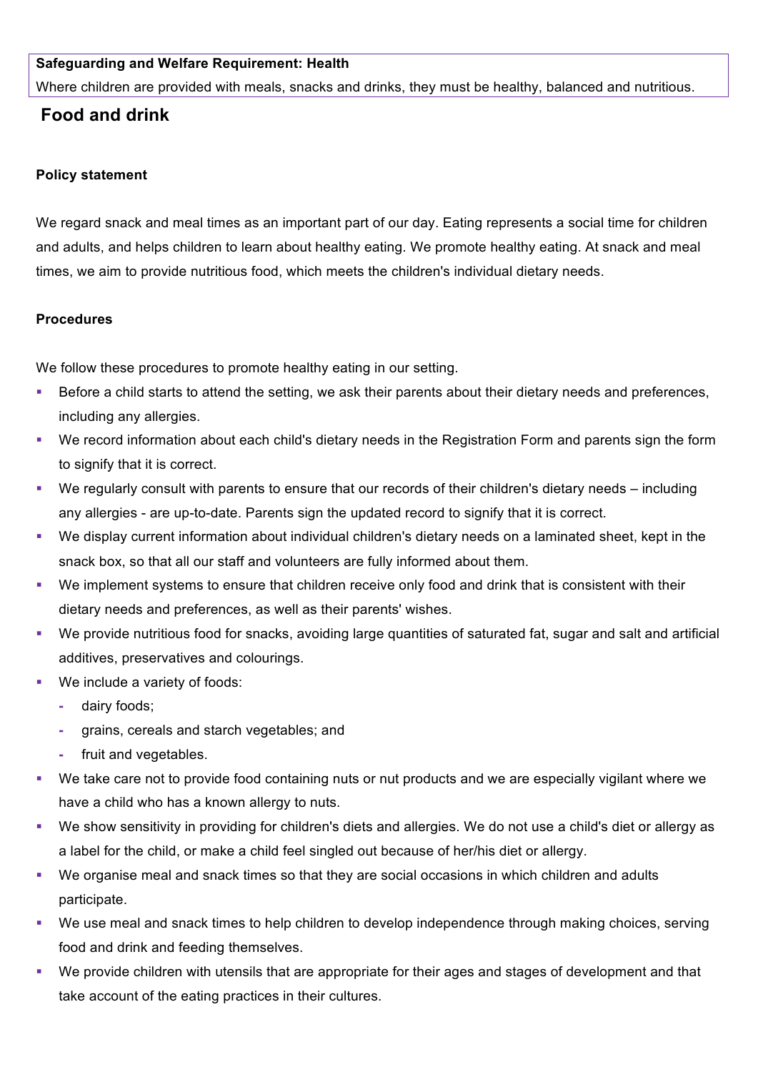**Safeguarding and Welfare Requirement: Health**

Where children are provided with meals, snacks and drinks, they must be healthy, balanced and nutritious.

## Food and drink

### Policy statement

We regard snack and meal times as an important part of our day. Eating represents a social time for children and adults, and helps children to learn about healthy eating. We promote healthy eating. At snack and meal times, we aim to provide nutritious food, which meets the children's individual dietary needs.

### Procedures

We follow these procedures to promote healthy eating in our setting.

- Before a child starts to attend the setting, we ask their parents about their dietary needs and preferences, including any allergies.
- We record information about each child's dietary needs in the Registration Form and parents sign the form to signify that it is correct.
- We regularly consult with parents to ensure that our records of their children's dietary needs – including any allergies - are up-to-date. Parents sign the updated record to signify that it is correct.
- We display current information about individual children's dietary needs on a laminated sheet, kept in the snack box, so that all our staff and volunteers are fully informed about them.
- We implement systems to ensure that children receive only food and drink that is consistent with their dietary needs and preferences, as well as their parents' wishes.
- We provide nutritious food for snacks, avoiding large quantities of saturated fat, sugar and salt and artificial additives, preservatives and colourings.
- We include a variety of foods:
  - dairy foods;
  - grains, cereals and starch vegetables; and
  - fruit and vegetables.
- We take care not to provide food containing nuts or nut products and we are especially vigilant where we have a child who has a known allergy to nuts.
- We show sensitivity in providing for children's diets and allergies. We do not use a child's diet or allergy as a label for the child, or make a child feel singled out because of her/his diet or allergy.
- We organise meal and snack times so that they are social occasions in which children and adults participate.
- We use meal and snack times to help children to develop independence through making choices, serving food and drink and feeding themselves.
- We provide children with utensils that are appropriate for their ages and stages of development and that take account of the eating practices in their cultures.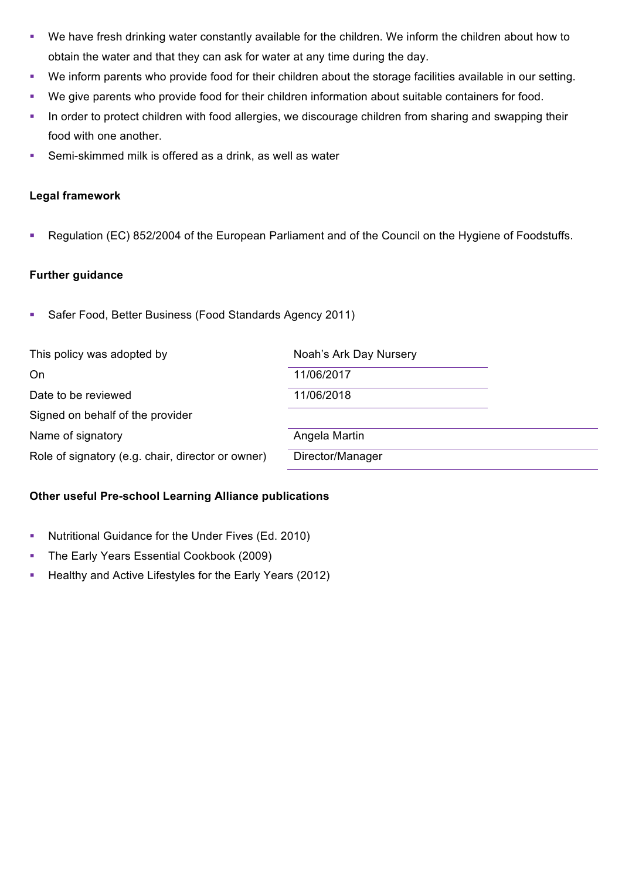- We have fresh drinking water constantly available for the children. We inform the children about how to obtain the water and that they can ask for water at any time during the day.
- We inform parents who provide food for their children about the storage facilities available in our setting.
- We give parents who provide food for their children information about suitable containers for food.
- In order to protect children with food allergies, we discourage children from sharing and swapping their food with one another.
- Semi-skimmed milk is offered as a drink, as well as water

**Legal framework**

- Regulation (EC) 852/2004 of the European Parliament and of the Council on the Hygiene of Foodstuffs.

**Further guidance**

- Safer Food, Better Business (Food Standards Agency 2011)

| | |
|---|---|
| This policy was adopted by | Noah's Ark Day Nursery |
| On | 11/06/2017 |
| Date to be reviewed | 11/06/2018 |
| Signed on behalf of the provider | |
| Name of signatory | Angela Martin |
| Role of signatory (e.g. chair, director or owner) | Director/Manager |

**Other useful Pre-school Learning Alliance publications**

- Nutritional Guidance for the Under Fives (Ed. 2010)
- The Early Years Essential Cookbook (2009)
- Healthy and Active Lifestyles for the Early Years (2012)